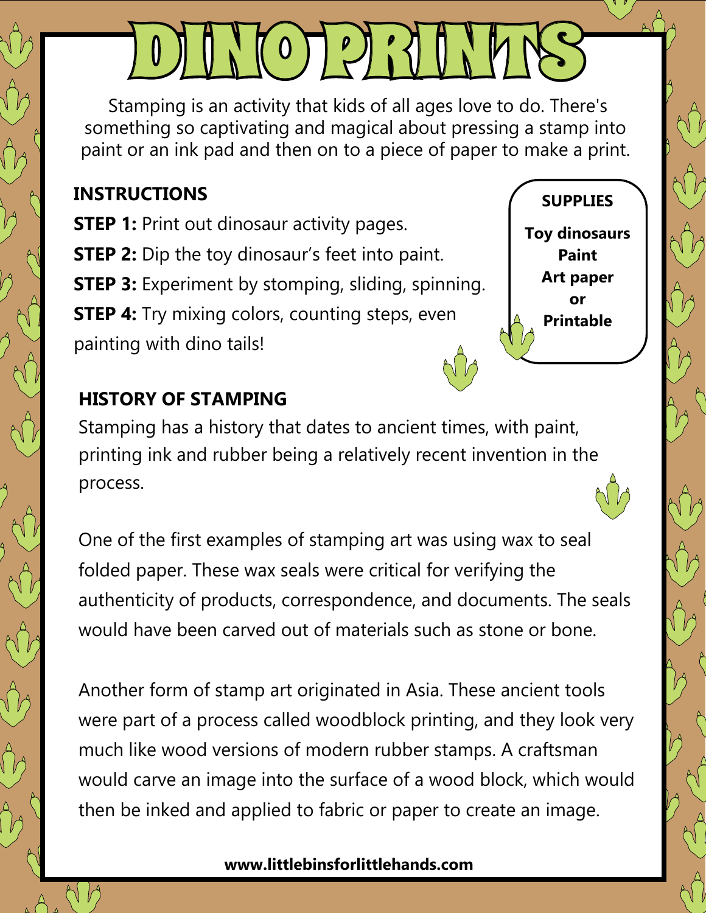# DINO PRINTS

Stamping is an activity that kids of all ages love to do. There's something so captivating and magical about pressing a stamp into paint or an ink pad and then on to a piece of paper to make a print.

## INSTRUCTIONS

**STEP 1:** Print out dinosaur activity pages.

**STEP 2:** Dip the toy dinosaur's feet into paint.

**STEP 3:** Experiment by stomping, sliding, spinning.

**STEP 4:** Try mixing colors, counting steps, even painting with dino tails!

### SUPPLIES

**Toy dinosaurs**
**Paint**
**Art paper**
**or**
**Printable**

## HISTORY OF STAMPING

Stamping has a history that dates to ancient times, with paint, printing ink and rubber being a relatively recent invention in the process.

One of the first examples of stamping art was using wax to seal folded paper. These wax seals were critical for verifying the authenticity of products, correspondence, and documents. The seals would have been carved out of materials such as stone or bone.

Another form of stamp art originated in Asia. These ancient tools were part of a process called woodblock printing, and they look very much like wood versions of modern rubber stamps. A craftsman would carve an image into the surface of a wood block, which would then be inked and applied to fabric or paper to create an image.

**www.littlebinsforlittlehands.com**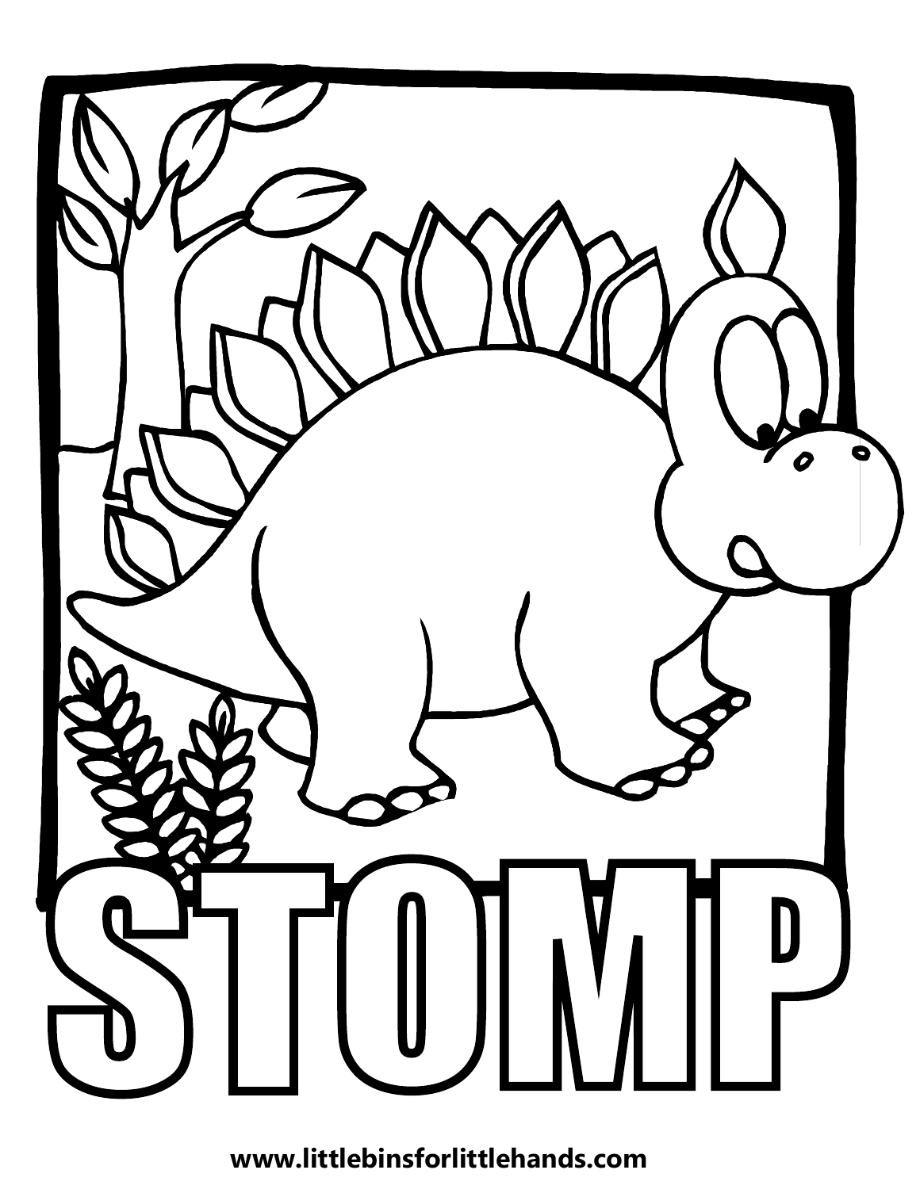STOMP

www.littlebinsforlittlehands.com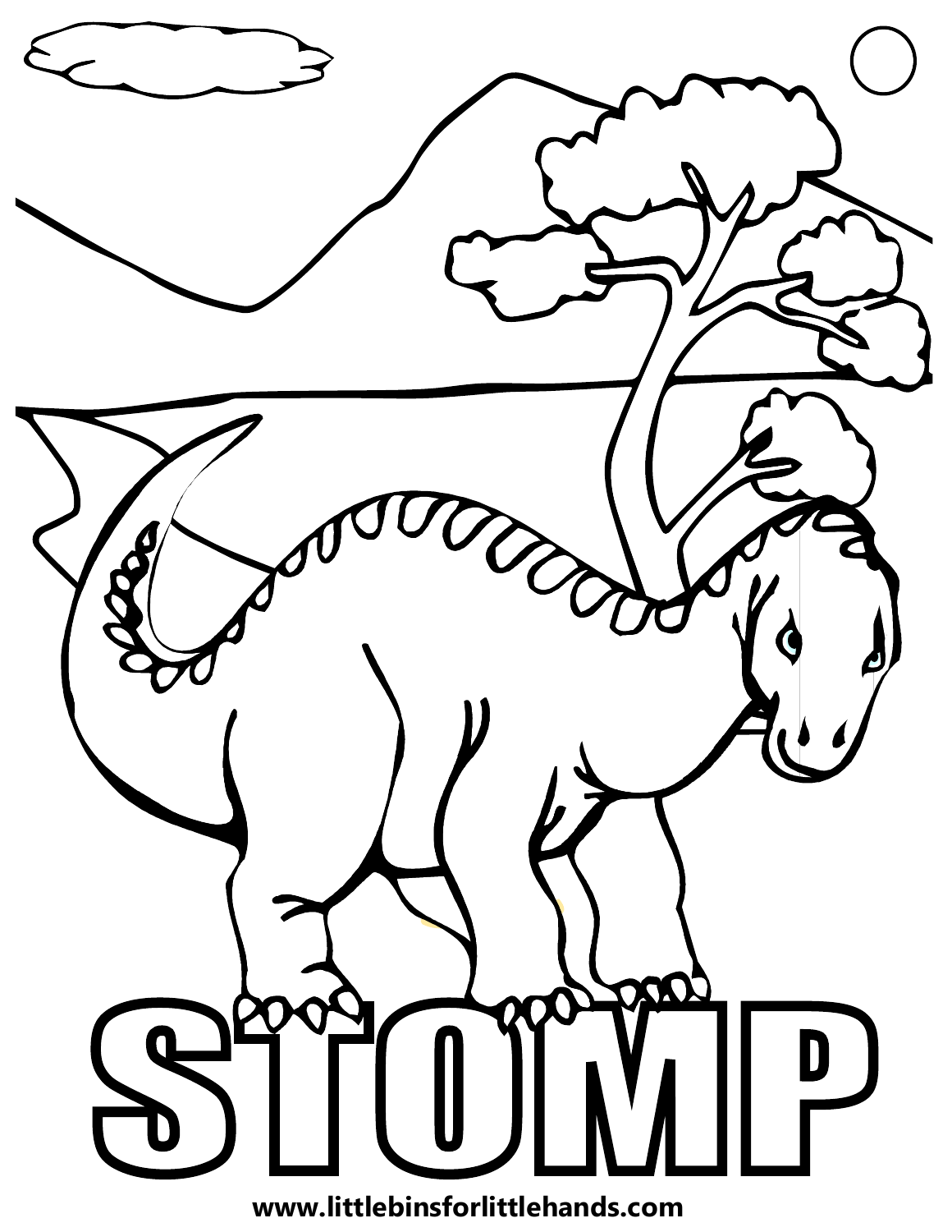# STOMP

www.littlebinsforlittlehands.com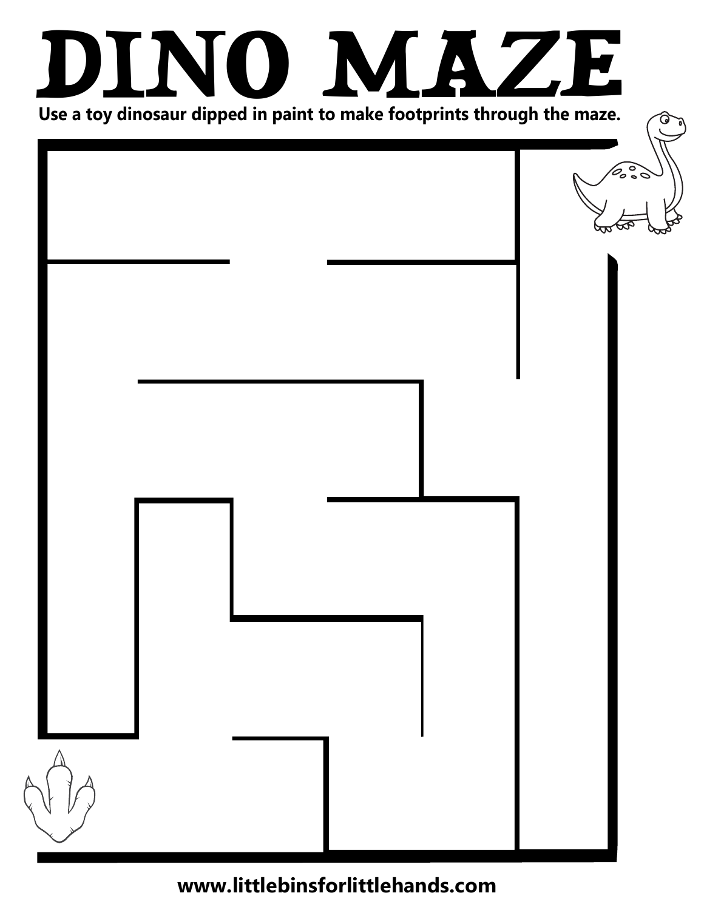# DINO MAZE

**Use a toy dinosaur dipped in paint to make footprints through the maze.**

**www.littlebinsforlittlehands.com**